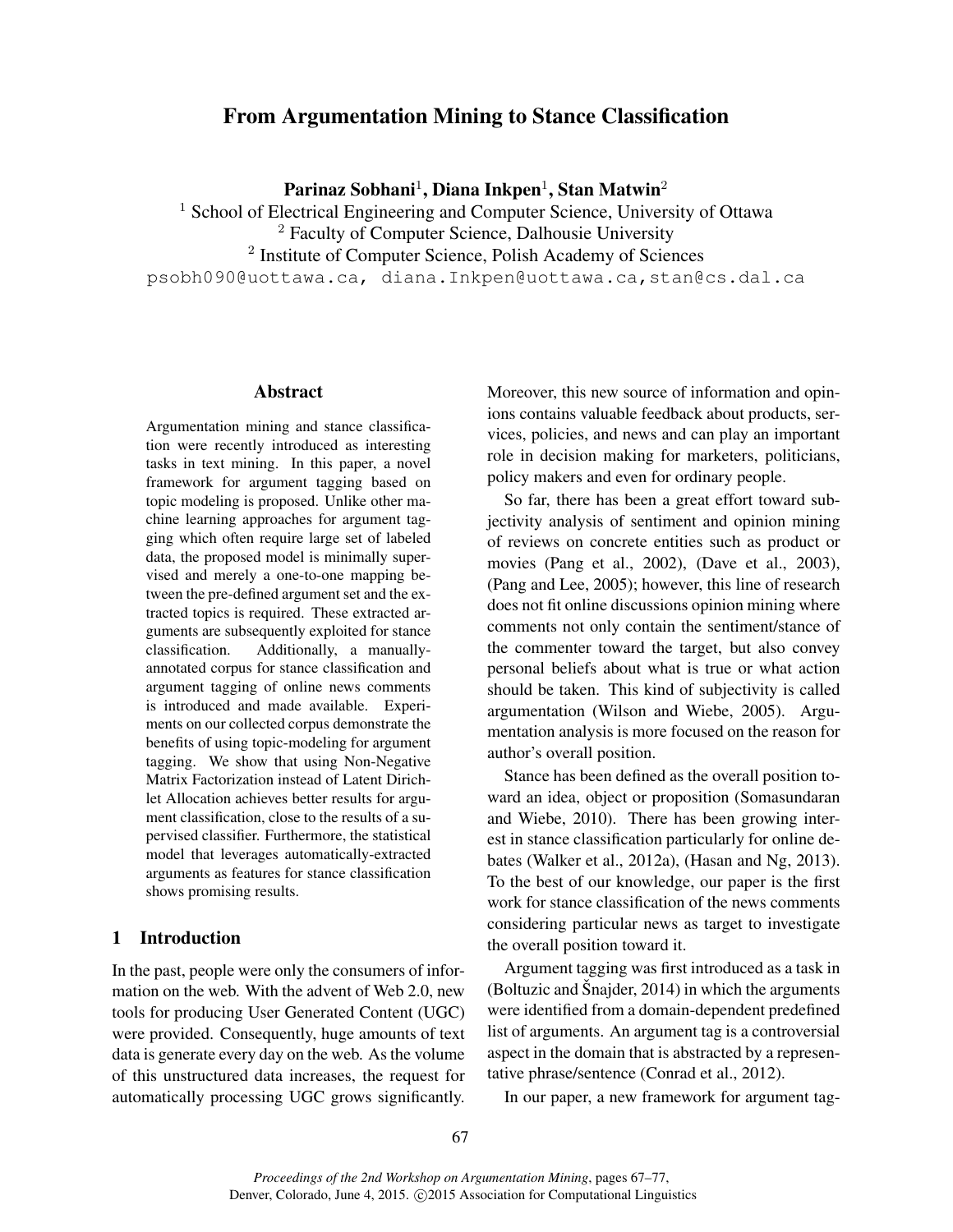# From Argumentation Mining to Stance Classification

**Parinaz Sobhani[1], Diana Inkpen[1], Stan Matwin[2]**

[1] School of Electrical Engineering and Computer Science, University of Ottawa
[2] Faculty of Computer Science, Dalhousie University
[2] Institute of Computer Science, Polish Academy of Sciences

psobh090@uottawa.ca, diana.Inkpen@uottawa.ca, stan@cs.dal.ca

## Abstract

Argumentation mining and stance classification were recently introduced as interesting tasks in text mining. In this paper, a novel framework for argument tagging based on topic modeling is proposed. Unlike other machine learning approaches for argument tagging which often require large set of labeled data, the proposed model is minimally supervised and merely a one-to-one mapping between the pre-defined argument set and the extracted topics is required. These extracted arguments are subsequently exploited for stance classification. Additionally, a manually-annotated corpus for stance classification and argument tagging of online news comments is introduced and made available. Experiments on our collected corpus demonstrate the benefits of using topic-modeling for argument tagging. We show that using Non-Negative Matrix Factorization instead of Latent Dirichlet Allocation achieves better results for argument classification, close to the results of a supervised classifier. Furthermore, the statistical model that leverages automatically-extracted arguments as features for stance classification shows promising results.

## 1 Introduction

In the past, people were only the consumers of information on the web. With the advent of Web 2.0, new tools for producing User Generated Content (UGC) were provided. Consequently, huge amounts of text data is generate every day on the web. As the volume of this unstructured data increases, the request for automatically processing UGC grows significantly. Moreover, this new source of information and opinions contains valuable feedback about products, services, policies, and news and can play an important role in decision making for marketers, politicians, policy makers and even for ordinary people.

So far, there has been a great effort toward subjectivity analysis of sentiment and opinion mining of reviews on concrete entities such as product or movies (Pang et al., 2002), (Dave et al., 2003), (Pang and Lee, 2005); however, this line of research does not fit online discussions opinion mining where comments not only contain the sentiment/stance of the commenter toward the target, but also convey personal beliefs about what is true or what action should be taken. This kind of subjectivity is called argumentation (Wilson and Wiebe, 2005). Argumentation analysis is more focused on the reason for author's overall position.

Stance has been defined as the overall position toward an idea, object or proposition (Somasundaran and Wiebe, 2010). There has been growing interest in stance classification particularly for online debates (Walker et al., 2012a), (Hasan and Ng, 2013). To the best of our knowledge, our paper is the first work for stance classification of the news comments considering particular news as target to investigate the overall position toward it.

Argument tagging was first introduced as a task in (Boltuzic and Šnajder, 2014) in which the arguments were identified from a domain-dependent predefined list of arguments. An argument tag is a controversial aspect in the domain that is abstracted by a representative phrase/sentence (Conrad et al., 2012).

In our paper, a new framework for argument tag-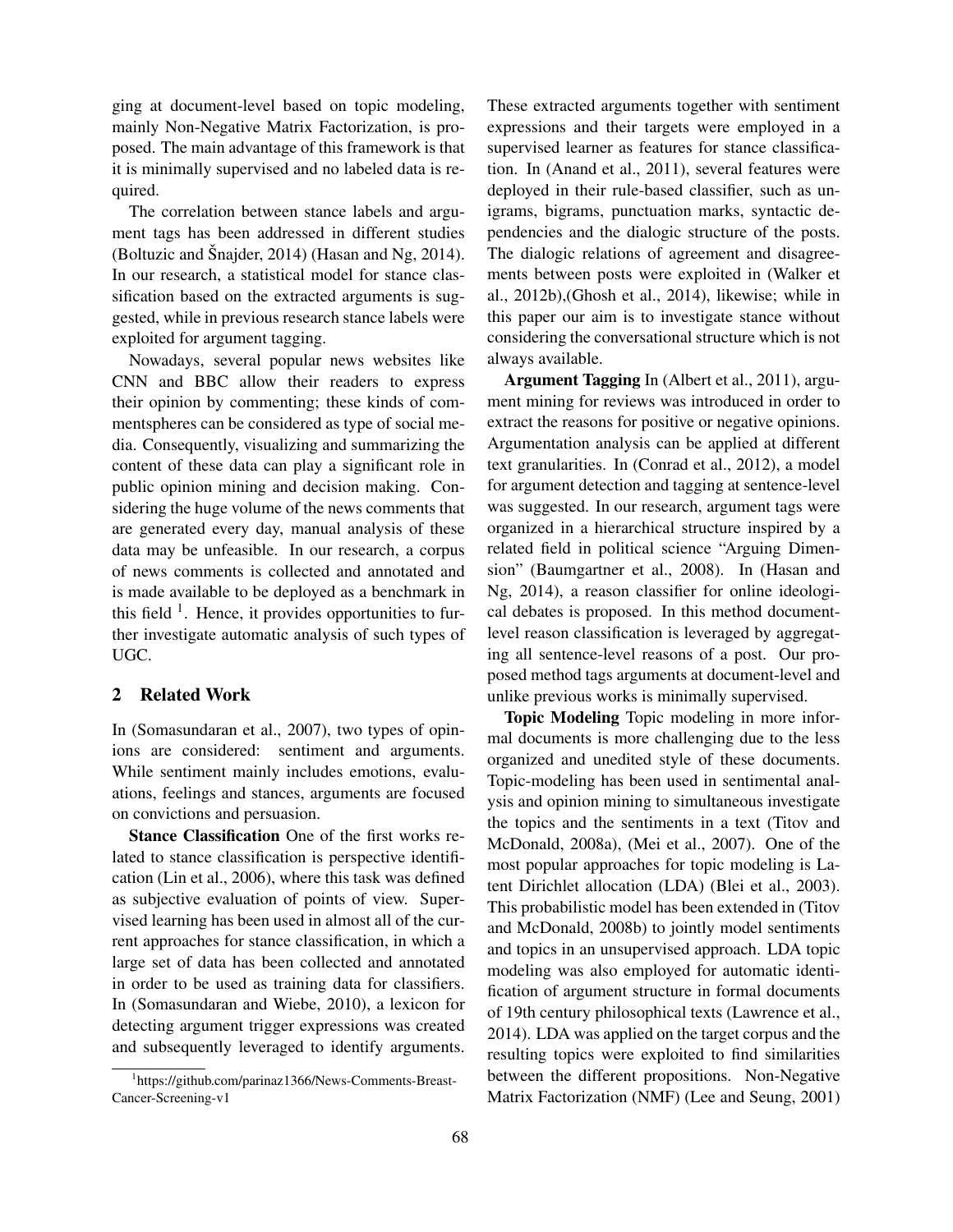ging at document-level based on topic modeling, mainly Non-Negative Matrix Factorization, is proposed. The main advantage of this framework is that it is minimally supervised and no labeled data is required.

The correlation between stance labels and argument tags has been addressed in different studies (Boltuzic and Šnajder, 2014) (Hasan and Ng, 2014). In our research, a statistical model for stance classification based on the extracted arguments is suggested, while in previous research stance labels were exploited for argument tagging.

Nowadays, several popular news websites like CNN and BBC allow their readers to express their opinion by commenting; these kinds of commentspheres can be considered as type of social media. Consequently, visualizing and summarizing the content of these data can play a significant role in public opinion mining and decision making. Considering the huge volume of the news comments that are generated every day, manual analysis of these data may be unfeasible. In our research, a corpus of news comments is collected and annotated and is made available to be deployed as a benchmark in this field [1]. Hence, it provides opportunities to further investigate automatic analysis of such types of UGC.

## 2 Related Work

In (Somasundaran et al., 2007), two types of opinions are considered: sentiment and arguments. While sentiment mainly includes emotions, evaluations, feelings and stances, arguments are focused on convictions and persuasion.

**Stance Classification** One of the first works related to stance classification is perspective identification (Lin et al., 2006), where this task was defined as subjective evaluation of points of view. Supervised learning has been used in almost all of the current approaches for stance classification, in which a large set of data has been collected and annotated in order to be used as training data for classifiers. In (Somasundaran and Wiebe, 2010), a lexicon for detecting argument trigger expressions was created and subsequently leveraged to identify arguments. These extracted arguments together with sentiment expressions and their targets were employed in a supervised learner as features for stance classification. In (Anand et al., 2011), several features were deployed in their rule-based classifier, such as unigrams, bigrams, punctuation marks, syntactic dependencies and the dialogic structure of the posts. The dialogic relations of agreement and disagreements between posts were exploited in (Walker et al., 2012b),(Ghosh et al., 2014), likewise; while in this paper our aim is to investigate stance without considering the conversational structure which is not always available.

**Argument Tagging** In (Albert et al., 2011), argument mining for reviews was introduced in order to extract the reasons for positive or negative opinions. Argumentation analysis can be applied at different text granularities. In (Conrad et al., 2012), a model for argument detection and tagging at sentence-level was suggested. In our research, argument tags were organized in a hierarchical structure inspired by a related field in political science "Arguing Dimension" (Baumgartner et al., 2008). In (Hasan and Ng, 2014), a reason classifier for online ideological debates is proposed. In this method document-level reason classification is leveraged by aggregating all sentence-level reasons of a post. Our proposed method tags arguments at document-level and unlike previous works is minimally supervised.

**Topic Modeling** Topic modeling in more informal documents is more challenging due to the less organized and unedited style of these documents. Topic-modeling has been used in sentimental analysis and opinion mining to simultaneous investigate the topics and the sentiments in a text (Titov and McDonald, 2008a), (Mei et al., 2007). One of the most popular approaches for topic modeling is Latent Dirichlet allocation (LDA) (Blei et al., 2003). This probabilistic model has been extended in (Titov and McDonald, 2008b) to jointly model sentiments and topics in an unsupervised approach. LDA topic modeling was also employed for automatic identification of argument structure in formal documents of 19th century philosophical texts (Lawrence et al., 2014). LDA was applied on the target corpus and the resulting topics were exploited to find similarities between the different propositions. Non-Negative Matrix Factorization (NMF) (Lee and Seung, 2001)

[1] https://github.com/parinaz1366/News-Comments-Breast-Cancer-Screening-v1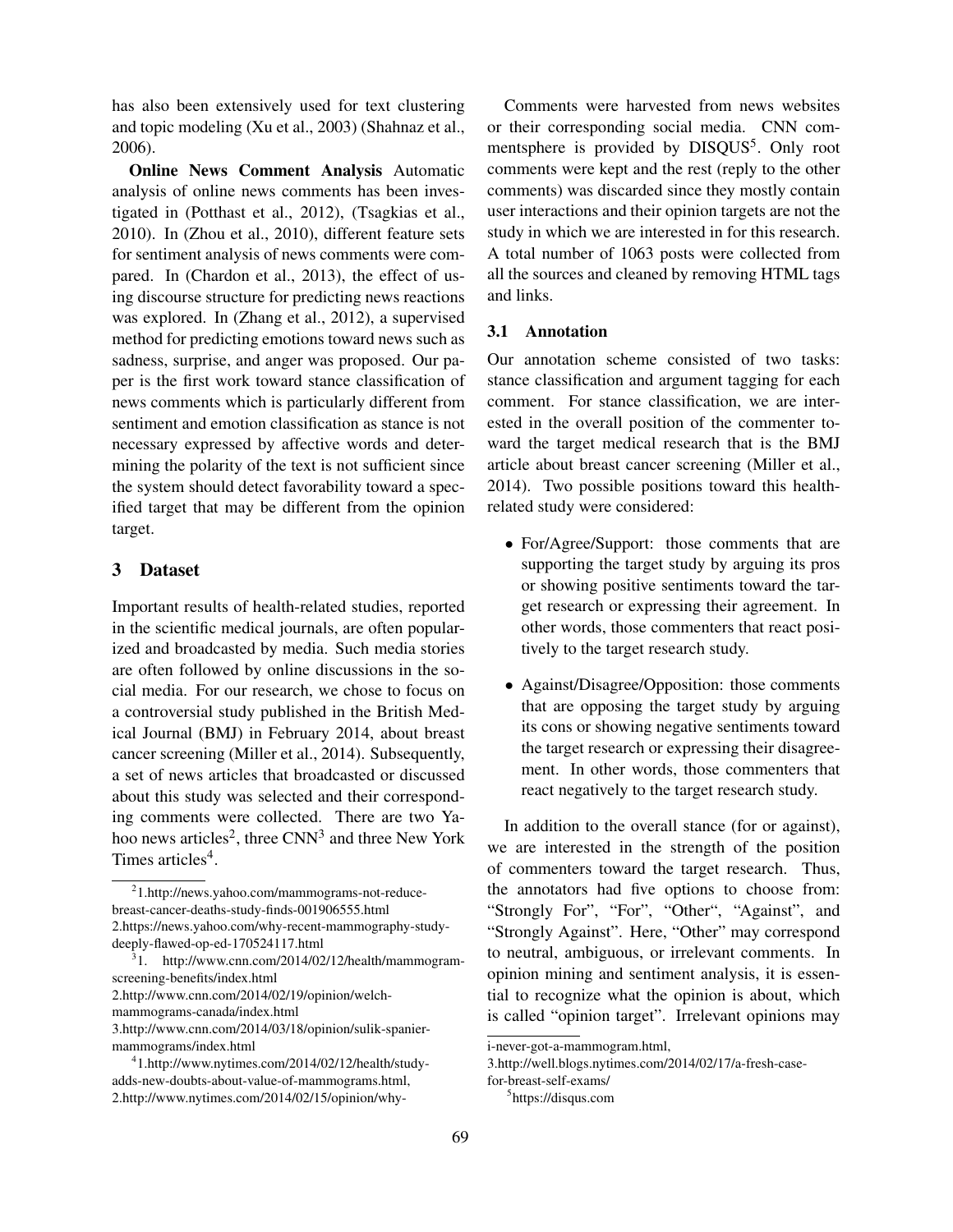has also been extensively used for text clustering and topic modeling (Xu et al., 2003) (Shahnaz et al., 2006).

**Online News Comment Analysis** Automatic analysis of online news comments has been investigated in (Potthast et al., 2012), (Tsagkias et al., 2010). In (Zhou et al., 2010), different feature sets for sentiment analysis of news comments were compared. In (Chardon et al., 2013), the effect of using discourse structure for predicting news reactions was explored. In (Zhang et al., 2012), a supervised method for predicting emotions toward news such as sadness, surprise, and anger was proposed. Our paper is the first work toward stance classification of news comments which is particularly different from sentiment and emotion classification as stance is not necessary expressed by affective words and determining the polarity of the text is not sufficient since the system should detect favorability toward a specified target that may be different from the opinion target.

## 3 Dataset

Important results of health-related studies, reported in the scientific medical journals, are often popularized and broadcasted by media. Such media stories are often followed by online discussions in the social media. For our research, we chose to focus on a controversial study published in the British Medical Journal (BMJ) in February 2014, about breast cancer screening (Miller et al., 2014). Subsequently, a set of news articles that broadcasted or discussed about this study was selected and their corresponding comments were collected. There are two Yahoo news articles[2], three CNN[3] and three New York Times articles[4].

Comments were harvested from news websites or their corresponding social media. CNN commentsphere is provided by DISQUS[5]. Only root comments were kept and the rest (reply to the other comments) was discarded since they mostly contain user interactions and their opinion targets are not the study in which we are interested in for this research. A total number of 1063 posts were collected from all the sources and cleaned by removing HTML tags and links.

### 3.1 Annotation

Our annotation scheme consisted of two tasks: stance classification and argument tagging for each comment. For stance classification, we are interested in the overall position of the commenter toward the target medical research that is the BMJ article about breast cancer screening (Miller et al., 2014). Two possible positions toward this health-related study were considered:

- For/Agree/Support: those comments that are supporting the target study by arguing its pros or showing positive sentiments toward the target research or expressing their agreement. In other words, those commenters that react positively to the target research study.
- Against/Disagree/Opposition: those comments that are opposing the target study by arguing its cons or showing negative sentiments toward the target research or expressing their disagreement. In other words, those commenters that react negatively to the target research study.

In addition to the overall stance (for or against), we are interested in the strength of the position of commenters toward the target research. Thus, the annotators had five options to choose from: "Strongly For", "For", "Other", "Against", and "Strongly Against". Here, "Other" may correspond to neutral, ambiguous, or irrelevant comments. In opinion mining and sentiment analysis, it is essential to recognize what the opinion is about, which is called "opinion target". Irrelevant opinions may

---

[2] 1.http://news.yahoo.com/mammograms-not-reduce-breast-cancer-deaths-study-finds-001906555.html
2.https://news.yahoo.com/why-recent-mammography-study-deeply-flawed-op-ed-170524117.html

[3] 1. http://www.cnn.com/2014/02/12/health/mammogram-screening-benefits/index.html
2.http://www.cnn.com/2014/02/19/opinion/welch-mammograms-canada/index.html
3.http://www.cnn.com/2014/03/18/opinion/sulik-spanier-mammograms/index.html

[4] 1.http://www.nytimes.com/2014/02/12/health/study-adds-new-doubts-about-value-of-mammograms.html,
2.http://www.nytimes.com/2014/02/15/opinion/why-i-never-got-a-mammogram.html,
3.http://well.blogs.nytimes.com/2014/02/17/a-fresh-case-for-breast-self-exams/

[5] https://disqus.com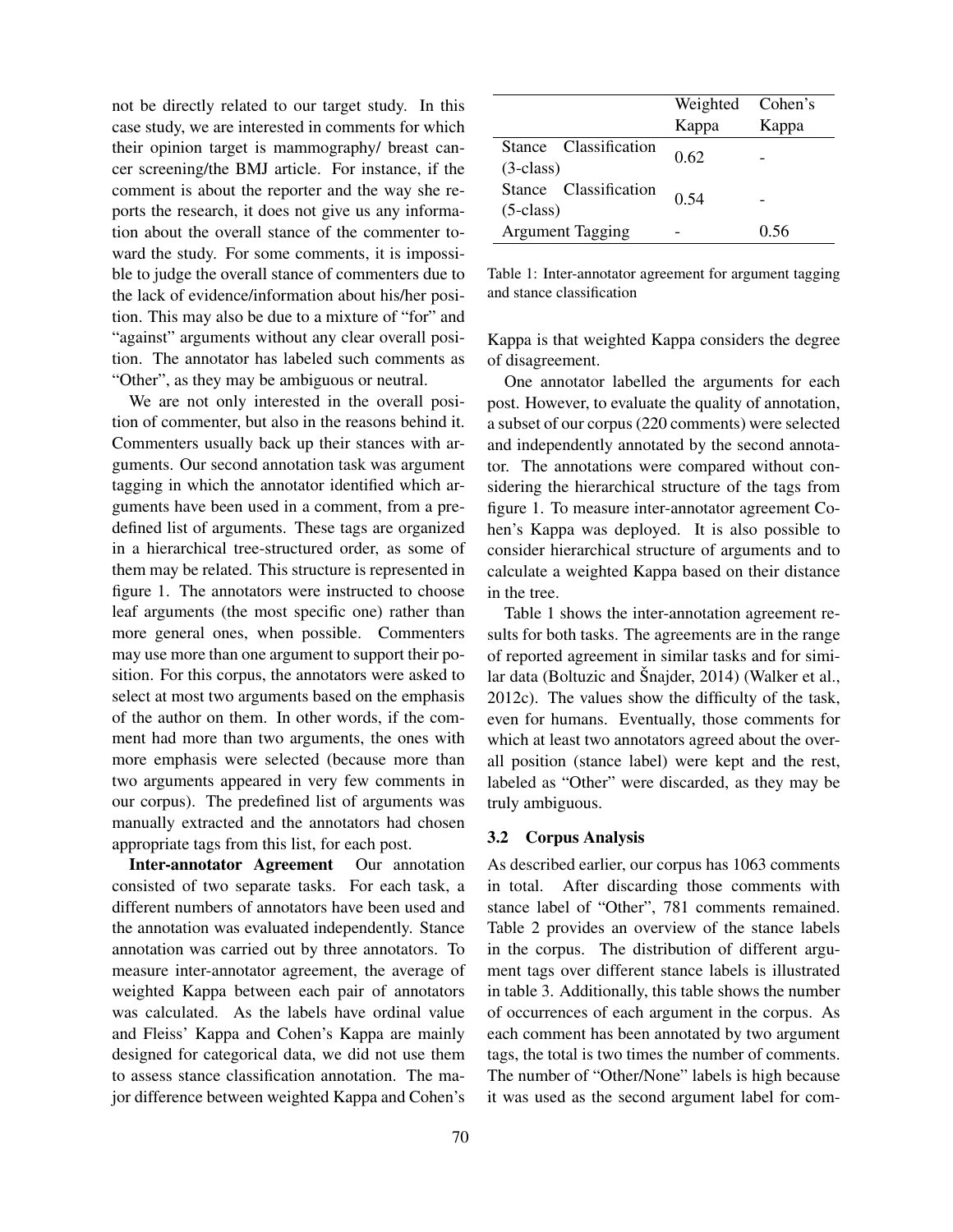not be directly related to our target study. In this case study, we are interested in comments for which their opinion target is mammography/ breast cancer screening/the BMJ article. For instance, if the comment is about the reporter and the way she reports the research, it does not give us any information about the overall stance of the commenter toward the study. For some comments, it is impossible to judge the overall stance of commenters due to the lack of evidence/information about his/her position. This may also be due to a mixture of "for" and "against" arguments without any clear overall position. The annotator has labeled such comments as "Other", as they may be ambiguous or neutral.

We are not only interested in the overall position of commenter, but also in the reasons behind it. Commenters usually back up their stances with arguments. Our second annotation task was argument tagging in which the annotator identified which arguments have been used in a comment, from a predefined list of arguments. These tags are organized in a hierarchical tree-structured order, as some of them may be related. This structure is represented in figure 1. The annotators were instructed to choose leaf arguments (the most specific one) rather than more general ones, when possible. Commenters may use more than one argument to support their position. For this corpus, the annotators were asked to select at most two arguments based on the emphasis of the author on them. In other words, if the comment had more than two arguments, the ones with more emphasis were selected (because more than two arguments appeared in very few comments in our corpus). The predefined list of arguments was manually extracted and the annotators had chosen appropriate tags from this list, for each post.

**Inter-annotator Agreement** Our annotation consisted of two separate tasks. For each task, a different numbers of annotators have been used and the annotation was evaluated independently. Stance annotation was carried out by three annotators. To measure inter-annotator agreement, the average of weighted Kappa between each pair of annotators was calculated. As the labels have ordinal value and Fleiss' Kappa and Cohen's Kappa are mainly designed for categorical data, we did not use them to assess stance classification annotation. The major difference between weighted Kappa and Cohen's Kappa is that weighted Kappa considers the degree of disagreement.

| | Weighted Kappa | Cohen's Kappa |
|---|---|---|
| Stance Classification (3-class) | 0.62 | - |
| Stance Classification (5-class) | 0.54 | - |
| Argument Tagging | - | 0.56 |

Table 1: Inter-annotator agreement for argument tagging and stance classification

One annotator labelled the arguments for each post. However, to evaluate the quality of annotation, a subset of our corpus (220 comments) were selected and independently annotated by the second annotator. The annotations were compared without considering the hierarchical structure of the tags from figure 1. To measure inter-annotator agreement Cohen's Kappa was deployed. It is also possible to consider hierarchical structure of arguments and to calculate a weighted Kappa based on their distance in the tree.

Table 1 shows the inter-annotation agreement results for both tasks. The agreements are in the range of reported agreement in similar tasks and for similar data (Boltuzic and Šnajder, 2014) (Walker et al., 2012c). The values show the difficulty of the task, even for humans. Eventually, those comments for which at least two annotators agreed about the overall position (stance label) were kept and the rest, labeled as "Other" were discarded, as they may be truly ambiguous.

### 3.2 Corpus Analysis

As described earlier, our corpus has 1063 comments in total. After discarding those comments with stance label of "Other", 781 comments remained. Table 2 provides an overview of the stance labels in the corpus. The distribution of different argument tags over different stance labels is illustrated in table 3. Additionally, this table shows the number of occurrences of each argument in the corpus. As each comment has been annotated by two argument tags, the total is two times the number of comments. The number of "Other/None" labels is high because it was used as the second argument label for com-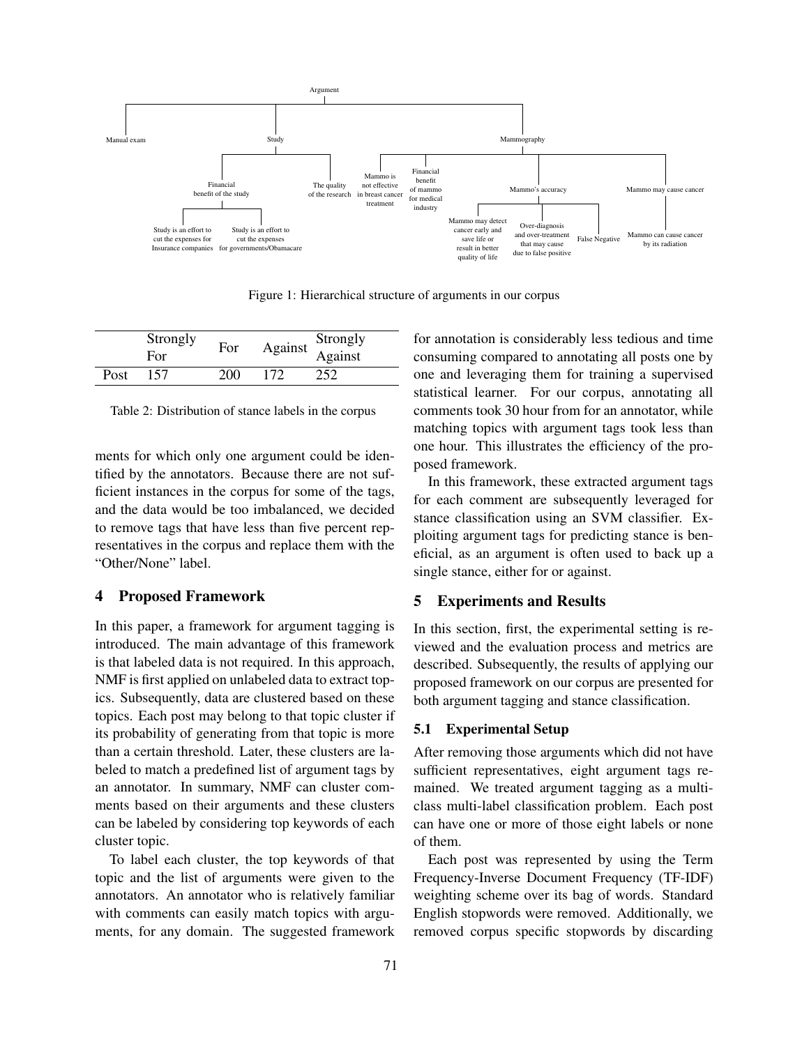- Argument
  - Manual exam
  - Study
    - Financial benefit of the study
      - Study is an effort to cut the expenses for Insurance companies
      - Study is an effort to cut the expenses for governments/Obamacare
    - The quality of the research
  - Mammography
    - Mammo is not effective in breast cancer treatment
    - Financial benefit of mammo for medical industry
    - Mammo's accuracy
      - Mammo may detect cancer early and save life or result in better quality of life
      - Over-diagnosis and over-treatment that may cause due to false positive
      - False Negative
    - Mammo may cause cancer
      - Mammo can cause cancer by its radiation

Figure 1: Hierarchical structure of arguments in our corpus

| | Strongly For | For | Against | Strongly Against |
|---|---|---|---|---|
| Post | 157 | 200 | 172 | 252 |

Table 2: Distribution of stance labels in the corpus

ments for which only one argument could be identified by the annotators. Because there are not sufficient instances in the corpus for some of the tags, and the data would be too imbalanced, we decided to remove tags that have less than five percent representatives in the corpus and replace them with the "Other/None" label.

## 4 Proposed Framework

In this paper, a framework for argument tagging is introduced. The main advantage of this framework is that labeled data is not required. In this approach, NMF is first applied on unlabeled data to extract topics. Subsequently, data are clustered based on these topics. Each post may belong to that topic cluster if its probability of generating from that topic is more than a certain threshold. Later, these clusters are labeled to match a predefined list of argument tags by an annotator. In summary, NMF can cluster comments based on their arguments and these clusters can be labeled by considering top keywords of each cluster topic.

To label each cluster, the top keywords of that topic and the list of arguments were given to the annotators. An annotator who is relatively familiar with comments can easily match topics with arguments, for any domain. The suggested framework for annotation is considerably less tedious and time consuming compared to annotating all posts one by one and leveraging them for training a supervised statistical learner. For our corpus, annotating all comments took 30 hour from for an annotator, while matching topics with argument tags took less than one hour. This illustrates the efficiency of the proposed framework.

In this framework, these extracted argument tags for each comment are subsequently leveraged for stance classification using an SVM classifier. Exploiting argument tags for predicting stance is beneficial, as an argument is often used to back up a single stance, either for or against.

## 5 Experiments and Results

In this section, first, the experimental setting is reviewed and the evaluation process and metrics are described. Subsequently, the results of applying our proposed framework on our corpus are presented for both argument tagging and stance classification.

### 5.1 Experimental Setup

After removing those arguments which did not have sufficient representatives, eight argument tags remained. We treated argument tagging as a multi-class multi-label classification problem. Each post can have one or more of those eight labels or none of them.

Each post was represented by using the Term Frequency-Inverse Document Frequency (TF-IDF) weighting scheme over its bag of words. Standard English stopwords were removed. Additionally, we removed corpus specific stopwords by discarding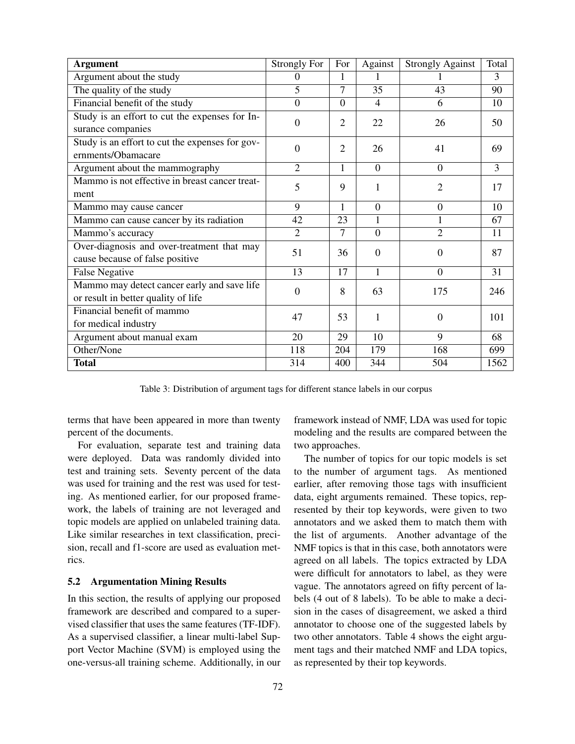| Argument | Strongly For | For | Against | Strongly Against | Total |
|---|---|---|---|---|---|
| Argument about the study | 0 | 1 | 1 | 1 | 3 |
| The quality of the study | 5 | 7 | 35 | 43 | 90 |
| Financial benefit of the study | 0 | 0 | 4 | 6 | 10 |
| Study is an effort to cut the expenses for Insurance companies | 0 | 2 | 22 | 26 | 50 |
| Study is an effort to cut the expenses for governments/Obamacare | 0 | 2 | 26 | 41 | 69 |
| Argument about the mammography | 2 | 1 | 0 | 0 | 3 |
| Mammo is not effective in breast cancer treatment | 5 | 9 | 1 | 2 | 17 |
| Mammo may cause cancer | 9 | 1 | 0 | 0 | 10 |
| Mammo can cause cancer by its radiation | 42 | 23 | 1 | 1 | 67 |
| Mammo's accuracy | 2 | 7 | 0 | 2 | 11 |
| Over-diagnosis and over-treatment that may cause because of false positive | 51 | 36 | 0 | 0 | 87 |
| False Negative | 13 | 17 | 1 | 0 | 31 |
| Mammo may detect cancer early and save life or result in better quality of life | 0 | 8 | 63 | 175 | 246 |
| Financial benefit of mammo for medical industry | 47 | 53 | 1 | 0 | 101 |
| Argument about manual exam | 20 | 29 | 10 | 9 | 68 |
| Other/None | 118 | 204 | 179 | 168 | 699 |
| **Total** | 314 | 400 | 344 | 504 | 1562 |

Table 3: Distribution of argument tags for different stance labels in our corpus

terms that have been appeared in more than twenty percent of the documents.

For evaluation, separate test and training data were deployed. Data was randomly divided into test and training sets. Seventy percent of the data was used for training and the rest was used for testing. As mentioned earlier, for our proposed framework, the labels of training are not leveraged and topic models are applied on unlabeled training data. Like similar researches in text classification, precision, recall and f1-score are used as evaluation metrics.

### 5.2 Argumentation Mining Results

In this section, the results of applying our proposed framework are described and compared to a supervised classifier that uses the same features (TF-IDF). As a supervised classifier, a linear multi-label Support Vector Machine (SVM) is employed using the one-versus-all training scheme. Additionally, in our framework instead of NMF, LDA was used for topic modeling and the results are compared between the two approaches.

The number of topics for our topic models is set to the number of argument tags. As mentioned earlier, after removing those tags with insufficient data, eight arguments remained. These topics, represented by their top keywords, were given to two annotators and we asked them to match them with the list of arguments. Another advantage of the NMF topics is that in this case, both annotators were agreed on all labels. The topics extracted by LDA were difficult for annotators to label, as they were vague. The annotators agreed on fifty percent of labels (4 out of 8 labels). To be able to make a decision in the cases of disagreement, we asked a third annotator to choose one of the suggested labels by two other annotators. Table 4 shows the eight argument tags and their matched NMF and LDA topics, as represented by their top keywords.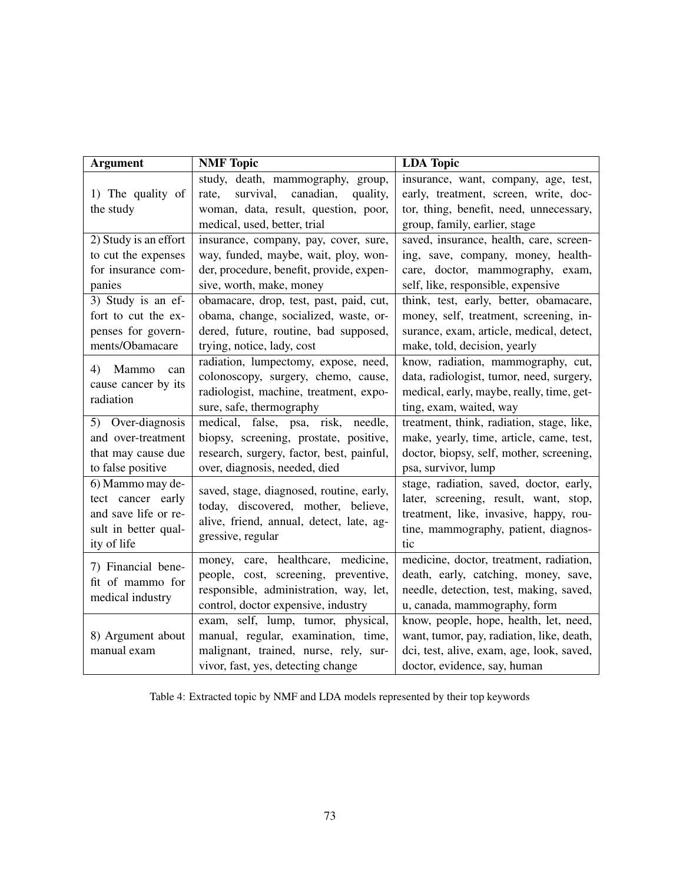| Argument | NMF Topic | LDA Topic |
|---|---|---|
| 1) The quality of the study | study, death, mammography, group, rate, survival, canadian, quality, woman, data, result, question, poor, medical, used, better, trial | insurance, want, company, age, test, early, treatment, screen, write, doctor, thing, benefit, need, unnecessary, group, family, earlier, stage |
| 2) Study is an effort to cut the expenses for insurance companies | insurance, company, pay, cover, sure, way, funded, maybe, wait, ploy, wonder, procedure, benefit, provide, expensive, worth, make, money | saved, insurance, health, care, screening, save, company, money, healthcare, doctor, mammography, exam, self, like, responsible, expensive |
| 3) Study is an effort to cut the expenses for governments/Obamacare | obamacare, drop, test, past, paid, cut, obama, change, socialized, waste, ordered, future, routine, bad supposed, trying, notice, lady, cost | think, test, early, better, obamacare, money, self, treatment, screening, insurance, exam, article, medical, detect, make, told, decision, yearly |
| 4) Mammo can cause cancer by its radiation | radiation, lumpectomy, expose, need, colonoscopy, surgery, chemo, cause, radiologist, machine, treatment, exposure, safe, thermography | know, radiation, mammography, cut, data, radiologist, tumor, need, surgery, medical, early, maybe, really, time, getting, exam, waited, way |
| 5) Over-diagnosis and over-treatment that may cause due to false positive | medical, false, psa, risk, needle, biopsy, screening, prostate, positive, research, surgery, factor, best, painful, over, diagnosis, needed, died | treatment, think, radiation, stage, like, make, yearly, time, article, came, test, doctor, biopsy, self, mother, screening, psa, survivor, lump |
| 6) Mammo may detect cancer early and save life or result in better quality of life | saved, stage, diagnosed, routine, early, today, discovered, mother, believe, alive, friend, annual, detect, late, aggressive, regular | stage, radiation, saved, doctor, early, later, screening, result, want, stop, treatment, like, invasive, happy, routine, mammography, patient, diagnostic |
| 7) Financial benefit of mammo for medical industry | money, care, healthcare, medicine, people, cost, screening, preventive, responsible, administration, way, let, control, doctor expensive, industry | medicine, doctor, treatment, radiation, death, early, catching, money, save, needle, detection, test, making, saved, u, canada, mammography, form |
| 8) Argument about manual exam | exam, self, lump, tumor, physical, manual, regular, examination, time, malignant, trained, nurse, rely, survivor, fast, yes, detecting change | know, people, hope, health, let, need, want, tumor, pay, radiation, like, death, dci, test, alive, exam, age, look, saved, doctor, evidence, say, human |

Table 4: Extracted topic by NMF and LDA models represented by their top keywords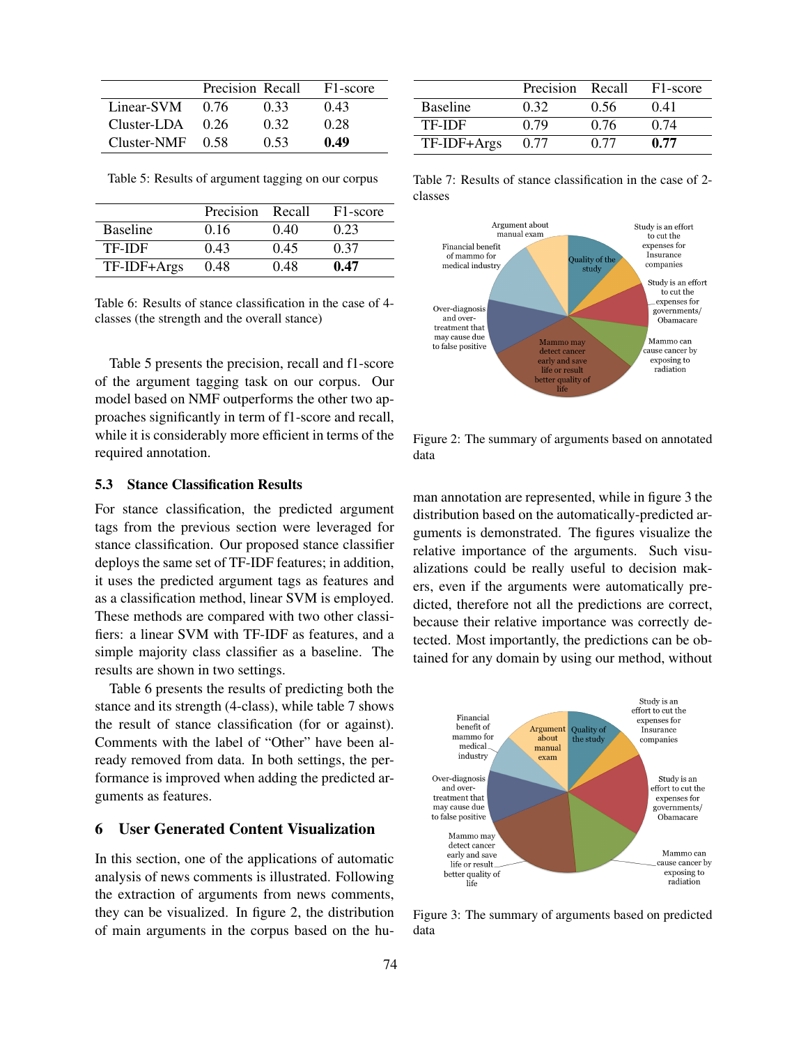| | Precision | Recall | F1-score |
|---|---|---|---|
| Linear-SVM | 0.76 | 0.33 | 0.43 |
| Cluster-LDA | 0.26 | 0.32 | 0.28 |
| Cluster-NMF | 0.58 | 0.53 | **0.49** |

Table 5: Results of argument tagging on our corpus

| | Precision | Recall | F1-score |
|---|---|---|---|
| Baseline | 0.16 | 0.40 | 0.23 |
| TF-IDF | 0.43 | 0.45 | 0.37 |
| TF-IDF+Args | 0.48 | 0.48 | **0.47** |

Table 6: Results of stance classification in the case of 4-classes (the strength and the overall stance)

Table 5 presents the precision, recall and f1-score of the argument tagging task on our corpus. Our model based on NMF outperforms the other two approaches significantly in term of f1-score and recall, while it is considerably more efficient in terms of the required annotation.

### 5.3 Stance Classification Results

For stance classification, the predicted argument tags from the previous section were leveraged for stance classification. Our proposed stance classifier deploys the same set of TF-IDF features; in addition, it uses the predicted argument tags as features and as a classification method, linear SVM is employed. These methods are compared with two other classifiers: a linear SVM with TF-IDF as features, and a simple majority class classifier as a baseline. The results are shown in two settings.

Table 6 presents the results of predicting both the stance and its strength (4-class), while table 7 shows the result of stance classification (for or against). Comments with the label of "Other" have already been removed from data. In both settings, the performance is improved when adding the predicted arguments as features.

## 6 User Generated Content Visualization

In this section, one of the applications of automatic analysis of news comments is illustrated. Following the extraction of arguments from news comments, they can be visualized. In figure 2, the distribution of main arguments in the corpus based on the human annotation are represented, while in figure 3 the distribution based on the automatically-predicted arguments is demonstrated. The figures visualize the relative importance of the arguments. Such visualizations could be really useful to decision makers, even if the arguments were automatically predicted, therefore not all the predictions are correct, because their relative importance was correctly detected. Most importantly, the predictions can be obtained for any domain by using our method, without

| | Precision | Recall | F1-score |
|---|---|---|---|
| Baseline | 0.32 | 0.56 | 0.41 |
| TF-IDF | 0.79 | 0.76 | 0.74 |
| TF-IDF+Args | 0.77 | 0.77 | **0.77** |

Table 7: Results of stance classification in the case of 2-classes

Figure 2: The summary of arguments based on annotated data

Figure 3: The summary of arguments based on predicted data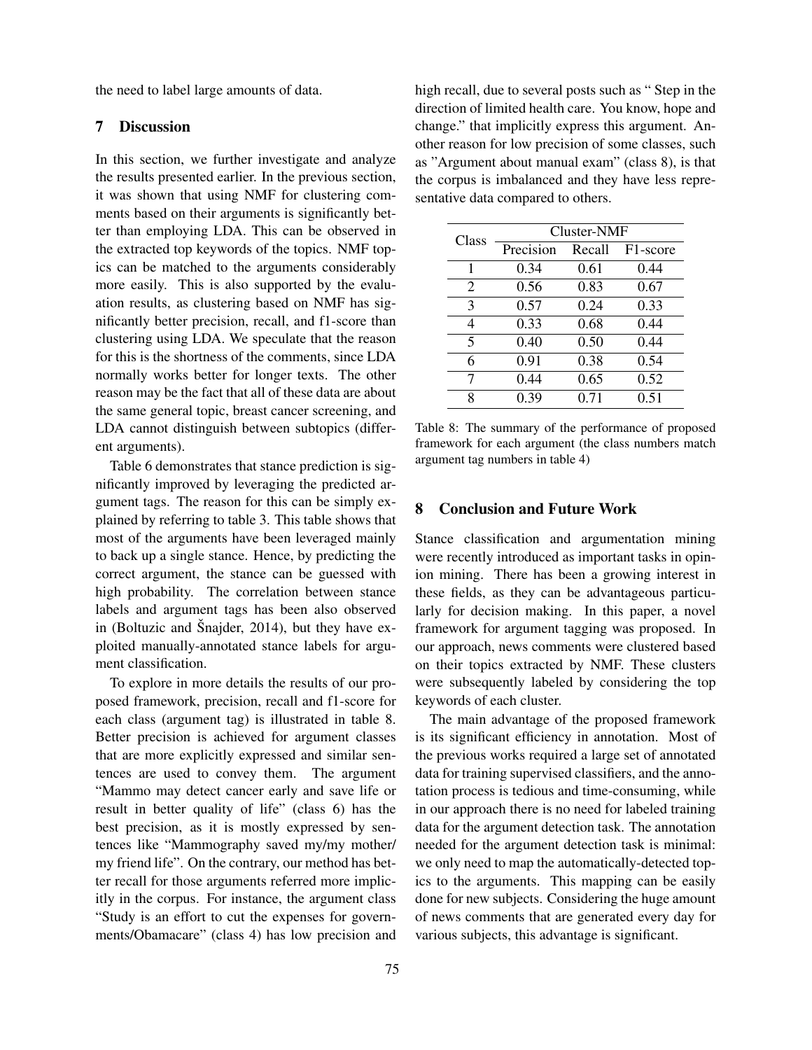the need to label large amounts of data.

## 7 Discussion

In this section, we further investigate and analyze the results presented earlier. In the previous section, it was shown that using NMF for clustering comments based on their arguments is significantly better than employing LDA. This can be observed in the extracted top keywords of the topics. NMF topics can be matched to the arguments considerably more easily. This is also supported by the evaluation results, as clustering based on NMF has significantly better precision, recall, and f1-score than clustering using LDA. We speculate that the reason for this is the shortness of the comments, since LDA normally works better for longer texts. The other reason may be the fact that all of these data are about the same general topic, breast cancer screening, and LDA cannot distinguish between subtopics (different arguments).

Table 6 demonstrates that stance prediction is significantly improved by leveraging the predicted argument tags. The reason for this can be simply explained by referring to table 3. This table shows that most of the arguments have been leveraged mainly to back up a single stance. Hence, by predicting the correct argument, the stance can be guessed with high probability. The correlation between stance labels and argument tags has been also observed in (Boltuzic and Šnajder, 2014), but they have exploited manually-annotated stance labels for argument classification.

To explore in more details the results of our proposed framework, precision, recall and f1-score for each class (argument tag) is illustrated in table 8. Better precision is achieved for argument classes that are more explicitly expressed and similar sentences are used to convey them. The argument "Mammo may detect cancer early and save life or result in better quality of life" (class 6) has the best precision, as it is mostly expressed by sentences like "Mammography saved my/my mother/ my friend life". On the contrary, our method has better recall for those arguments referred more implicitly in the corpus. For instance, the argument class "Study is an effort to cut the expenses for governments/Obamacare" (class 4) has low precision and high recall, due to several posts such as " Step in the direction of limited health care. You know, hope and change." that implicitly express this argument. Another reason for low precision of some classes, such as "Argument about manual exam" (class 8), is that the corpus is imbalanced and they have less representative data compared to others.

| Class | Cluster-NMF | | |
|---|---|---|---|
| | Precision | Recall | F1-score |
| 1 | 0.34 | 0.61 | 0.44 |
| 2 | 0.56 | 0.83 | 0.67 |
| 3 | 0.57 | 0.24 | 0.33 |
| 4 | 0.33 | 0.68 | 0.44 |
| 5 | 0.40 | 0.50 | 0.44 |
| 6 | 0.91 | 0.38 | 0.54 |
| 7 | 0.44 | 0.65 | 0.52 |
| 8 | 0.39 | 0.71 | 0.51 |

Table 8: The summary of the performance of proposed framework for each argument (the class numbers match argument tag numbers in table 4)

## 8 Conclusion and Future Work

Stance classification and argumentation mining were recently introduced as important tasks in opinion mining. There has been a growing interest in these fields, as they can be advantageous particularly for decision making. In this paper, a novel framework for argument tagging was proposed. In our approach, news comments were clustered based on their topics extracted by NMF. These clusters were subsequently labeled by considering the top keywords of each cluster.

The main advantage of the proposed framework is its significant efficiency in annotation. Most of the previous works required a large set of annotated data for training supervised classifiers, and the annotation process is tedious and time-consuming, while in our approach there is no need for labeled training data for the argument detection task. The annotation needed for the argument detection task is minimal: we only need to map the automatically-detected topics to the arguments. This mapping can be easily done for new subjects. Considering the huge amount of news comments that are generated every day for various subjects, this advantage is significant.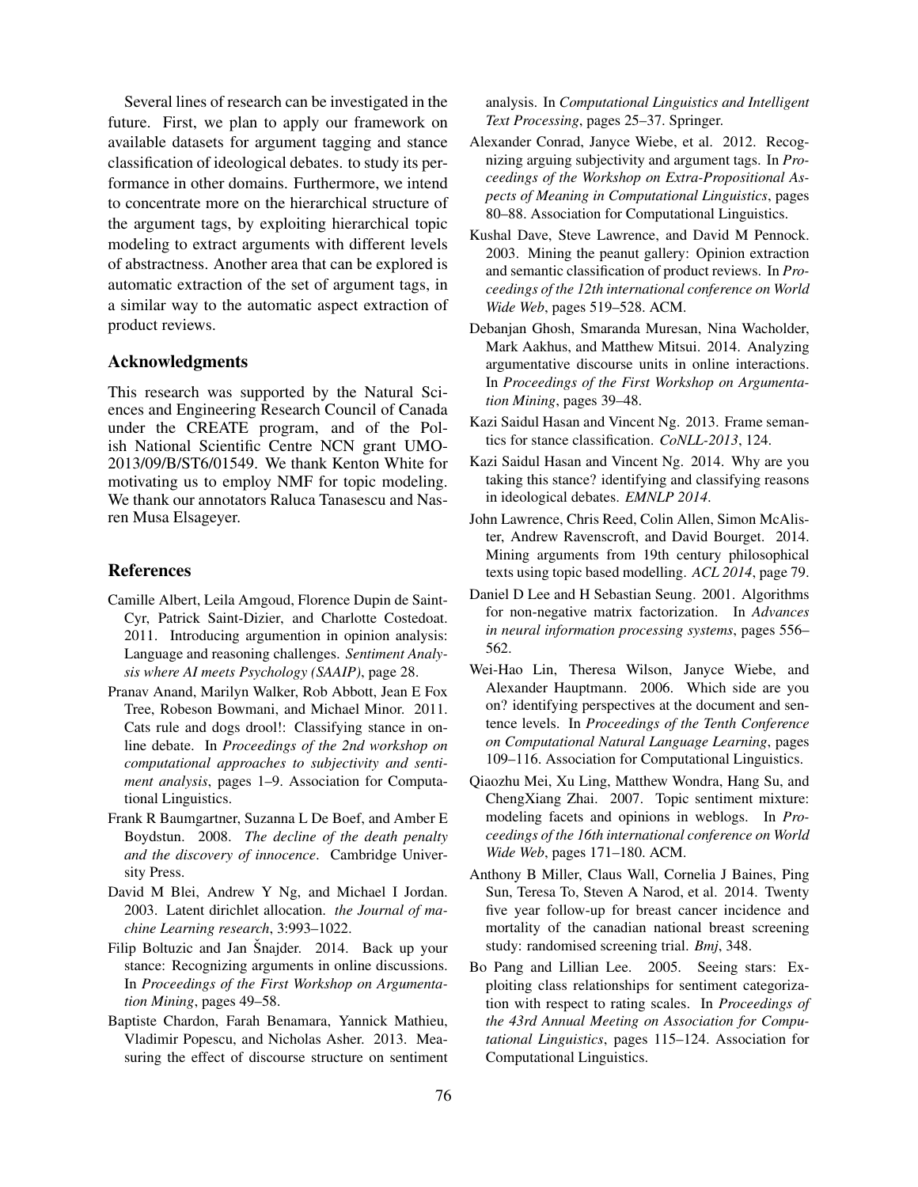Several lines of research can be investigated in the future. First, we plan to apply our framework on available datasets for argument tagging and stance classification of ideological debates. to study its performance in other domains. Furthermore, we intend to concentrate more on the hierarchical structure of the argument tags, by exploiting hierarchical topic modeling to extract arguments with different levels of abstractness. Another area that can be explored is automatic extraction of the set of argument tags, in a similar way to the automatic aspect extraction of product reviews.

## Acknowledgments

This research was supported by the Natural Sciences and Engineering Research Council of Canada under the CREATE program, and of the Polish National Scientific Centre NCN grant UMO-2013/09/B/ST6/01549. We thank Kenton White for motivating us to employ NMF for topic modeling. We thank our annotators Raluca Tanasescu and Nasren Musa Elsageyer.

## References

Camille Albert, Leila Amgoud, Florence Dupin de Saint-Cyr, Patrick Saint-Dizier, and Charlotte Costedoat. 2011. Introducing argumention in opinion analysis: Language and reasoning challenges. *Sentiment Analysis where AI meets Psychology (SAAIP)*, page 28.

Pranav Anand, Marilyn Walker, Rob Abbott, Jean E Fox Tree, Robeson Bowmani, and Michael Minor. 2011. Cats rule and dogs drool!: Classifying stance in online debate. In *Proceedings of the 2nd workshop on computational approaches to subjectivity and sentiment analysis*, pages 1–9. Association for Computational Linguistics.

Frank R Baumgartner, Suzanna L De Boef, and Amber E Boydstun. 2008. *The decline of the death penalty and the discovery of innocence*. Cambridge University Press.

David M Blei, Andrew Y Ng, and Michael I Jordan. 2003. Latent dirichlet allocation. *the Journal of machine Learning research*, 3:993–1022.

Filip Boltuzic and Jan Šnajder. 2014. Back up your stance: Recognizing arguments in online discussions. In *Proceedings of the First Workshop on Argumentation Mining*, pages 49–58.

Baptiste Chardon, Farah Benamara, Yannick Mathieu, Vladimir Popescu, and Nicholas Asher. 2013. Measuring the effect of discourse structure on sentiment analysis. In *Computational Linguistics and Intelligent Text Processing*, pages 25–37. Springer.

Alexander Conrad, Janyce Wiebe, et al. 2012. Recognizing arguing subjectivity and argument tags. In *Proceedings of the Workshop on Extra-Propositional Aspects of Meaning in Computational Linguistics*, pages 80–88. Association for Computational Linguistics.

Kushal Dave, Steve Lawrence, and David M Pennock. 2003. Mining the peanut gallery: Opinion extraction and semantic classification of product reviews. In *Proceedings of the 12th international conference on World Wide Web*, pages 519–528. ACM.

Debanjan Ghosh, Smaranda Muresan, Nina Wacholder, Mark Aakhus, and Matthew Mitsui. 2014. Analyzing argumentative discourse units in online interactions. In *Proceedings of the First Workshop on Argumentation Mining*, pages 39–48.

Kazi Saidul Hasan and Vincent Ng. 2013. Frame semantics for stance classification. *CoNLL-2013*, 124.

Kazi Saidul Hasan and Vincent Ng. 2014. Why are you taking this stance? identifying and classifying reasons in ideological debates. *EMNLP 2014*.

John Lawrence, Chris Reed, Colin Allen, Simon McAlister, Andrew Ravenscroft, and David Bourget. 2014. Mining arguments from 19th century philosophical texts using topic based modelling. *ACL 2014*, page 79.

Daniel D Lee and H Sebastian Seung. 2001. Algorithms for non-negative matrix factorization. In *Advances in neural information processing systems*, pages 556–562.

Wei-Hao Lin, Theresa Wilson, Janyce Wiebe, and Alexander Hauptmann. 2006. Which side are you on? identifying perspectives at the document and sentence levels. In *Proceedings of the Tenth Conference on Computational Natural Language Learning*, pages 109–116. Association for Computational Linguistics.

Qiaozhu Mei, Xu Ling, Matthew Wondra, Hang Su, and ChengXiang Zhai. 2007. Topic sentiment mixture: modeling facets and opinions in weblogs. In *Proceedings of the 16th international conference on World Wide Web*, pages 171–180. ACM.

Anthony B Miller, Claus Wall, Cornelia J Baines, Ping Sun, Teresa To, Steven A Narod, et al. 2014. Twenty five year follow-up for breast cancer incidence and mortality of the canadian national breast screening study: randomised screening trial. *Bmj*, 348.

Bo Pang and Lillian Lee. 2005. Seeing stars: Exploiting class relationships for sentiment categorization with respect to rating scales. In *Proceedings of the 43rd Annual Meeting on Association for Computational Linguistics*, pages 115–124. Association for Computational Linguistics.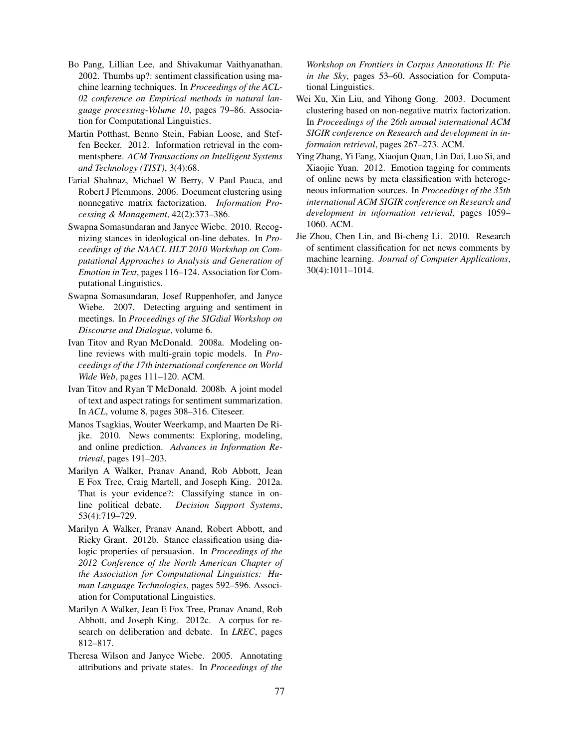Bo Pang, Lillian Lee, and Shivakumar Vaithyanathan. 2002. Thumbs up?: sentiment classification using machine learning techniques. In *Proceedings of the ACL-02 conference on Empirical methods in natural language processing-Volume 10*, pages 79–86. Association for Computational Linguistics.

Martin Potthast, Benno Stein, Fabian Loose, and Steffen Becker. 2012. Information retrieval in the commentsphere. *ACM Transactions on Intelligent Systems and Technology (TIST)*, 3(4):68.

Farial Shahnaz, Michael W Berry, V Paul Pauca, and Robert J Plemmons. 2006. Document clustering using nonnegative matrix factorization. *Information Processing & Management*, 42(2):373–386.

Swapna Somasundaran and Janyce Wiebe. 2010. Recognizing stances in ideological on-line debates. In *Proceedings of the NAACL HLT 2010 Workshop on Computational Approaches to Analysis and Generation of Emotion in Text*, pages 116–124. Association for Computational Linguistics.

Swapna Somasundaran, Josef Ruppenhofer, and Janyce Wiebe. 2007. Detecting arguing and sentiment in meetings. In *Proceedings of the SIGdial Workshop on Discourse and Dialogue*, volume 6.

Ivan Titov and Ryan McDonald. 2008a. Modeling online reviews with multi-grain topic models. In *Proceedings of the 17th international conference on World Wide Web*, pages 111–120. ACM.

Ivan Titov and Ryan T McDonald. 2008b. A joint model of text and aspect ratings for sentiment summarization. In *ACL*, volume 8, pages 308–316. Citeseer.

Manos Tsagkias, Wouter Weerkamp, and Maarten De Rijke. 2010. News comments: Exploring, modeling, and online prediction. *Advances in Information Retrieval*, pages 191–203.

Marilyn A Walker, Pranav Anand, Rob Abbott, Jean E Fox Tree, Craig Martell, and Joseph King. 2012a. That is your evidence?: Classifying stance in online political debate. *Decision Support Systems*, 53(4):719–729.

Marilyn A Walker, Pranav Anand, Robert Abbott, and Ricky Grant. 2012b. Stance classification using dialogic properties of persuasion. In *Proceedings of the 2012 Conference of the North American Chapter of the Association for Computational Linguistics: Human Language Technologies*, pages 592–596. Association for Computational Linguistics.

Marilyn A Walker, Jean E Fox Tree, Pranav Anand, Rob Abbott, and Joseph King. 2012c. A corpus for research on deliberation and debate. In *LREC*, pages 812–817.

Theresa Wilson and Janyce Wiebe. 2005. Annotating attributions and private states. In *Proceedings of the Workshop on Frontiers in Corpus Annotations II: Pie in the Sky*, pages 53–60. Association for Computational Linguistics.

Wei Xu, Xin Liu, and Yihong Gong. 2003. Document clustering based on non-negative matrix factorization. In *Proceedings of the 26th annual international ACM SIGIR conference on Research and development in informaion retrieval*, pages 267–273. ACM.

Ying Zhang, Yi Fang, Xiaojun Quan, Lin Dai, Luo Si, and Xiaojie Yuan. 2012. Emotion tagging for comments of online news by meta classification with heterogeneous information sources. In *Proceedings of the 35th international ACM SIGIR conference on Research and development in information retrieval*, pages 1059–1060. ACM.

Jie Zhou, Chen Lin, and Bi-cheng Li. 2010. Research of sentiment classification for net news comments by machine learning. *Journal of Computer Applications*, 30(4):1011–1014.